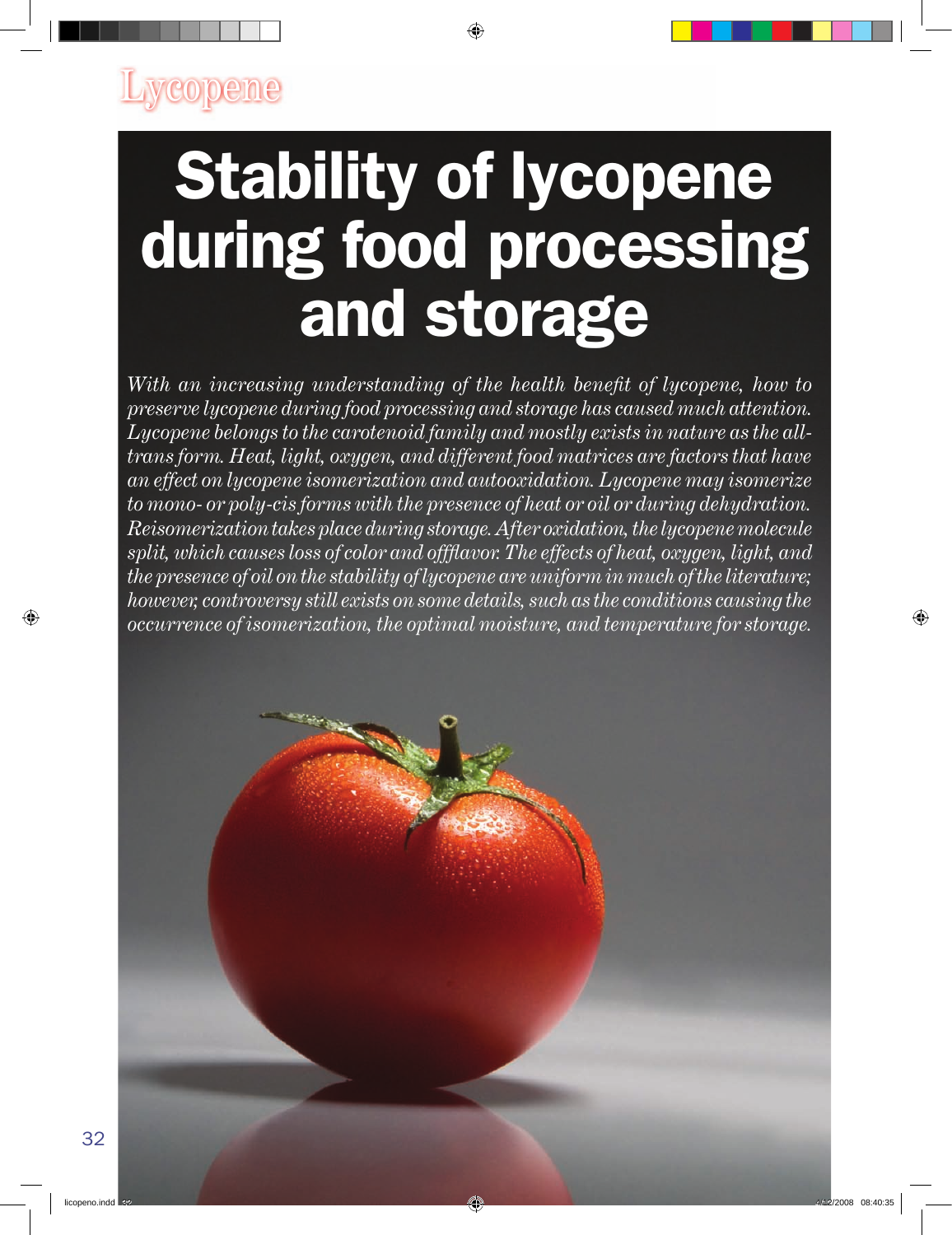# Stability of lycopene during food processing and storage

*With an increasing understanding of the health benefit of lycopene, how to preserve lycopene during food processing and storage has caused much attention. Lycopene belongs to the carotenoid family and mostly exists in nature as the all-trans form. Heat, light, oxygen, and different food matrices are factors that have an effect on lycopene isomerization and autooxidation. Lycopene may isomerize to mono- or poly-cis forms with the presence of heat or oil or during dehydration. Reisomerization takes place during storage. After oxidation, the lycopene molecule split, which causes loss of color and offflavor. The effects of heat, oxygen, light, and the presence of oil on the stability of lycopene are uniform in much of the literature; however, controversy still exists on some details, such as the conditions causing the occurrence of isomerization, the optimal moisture, and temperature for storage.*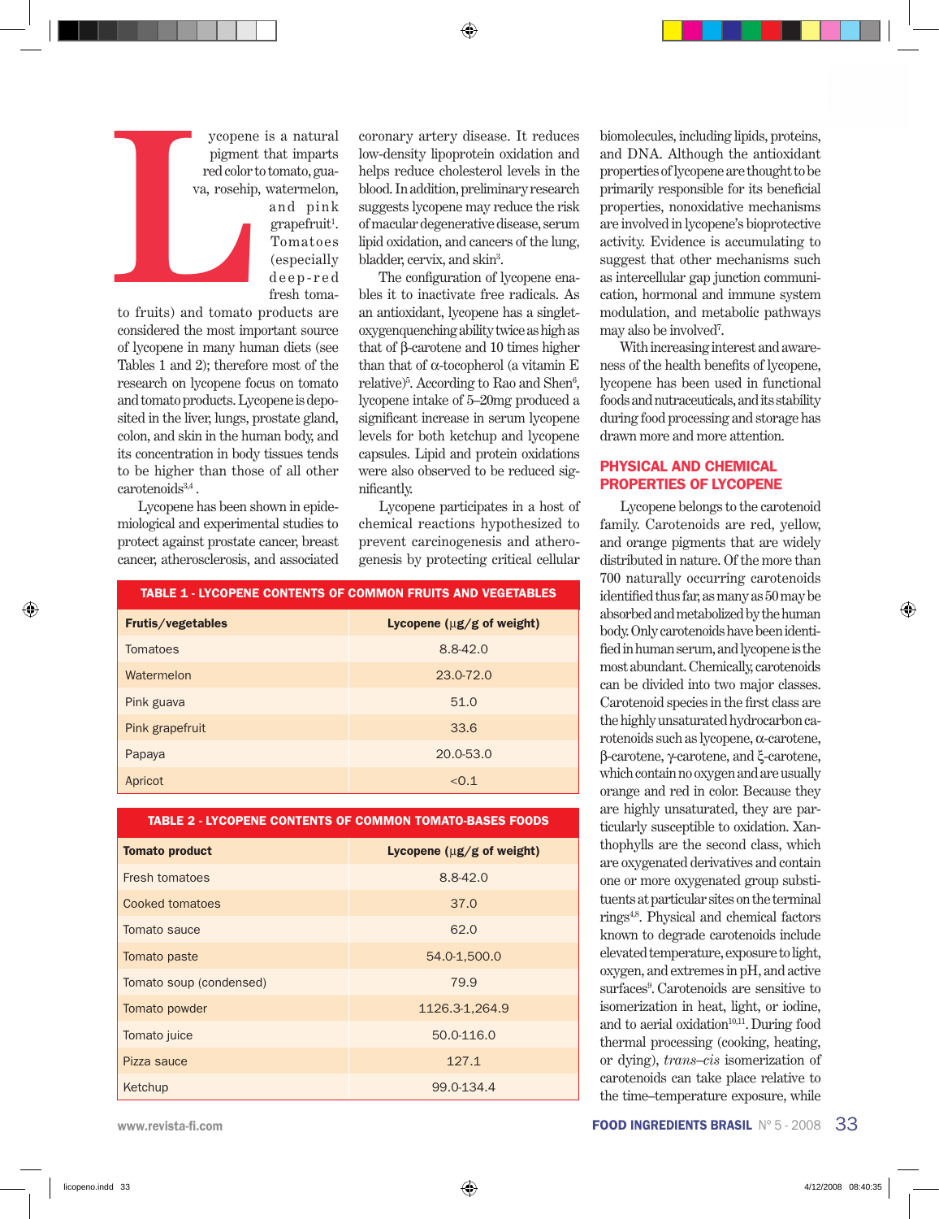Lycopene is a natural pigment that imparts red color to tomato, guava, rosehip, watermelon, and pink grapefruit[1]. Tomatoes (especially deep-red fresh tomato fruits) and tomato products are considered the most important source of lycopene in many human diets (see Tables 1 and 2); therefore most of the research on lycopene focus on tomato and tomato products. Lycopene is deposited in the liver, lungs, prostate gland, colon, and skin in the human body, and its concentration in body tissues tends to be higher than those of all other carotenoids[3,4].

Lycopene has been shown in epidemiological and experimental studies to protect against prostate cancer, breast cancer, atherosclerosis, and associated coronary artery disease. It reduces low-density lipoprotein oxidation and helps reduce cholesterol levels in the blood. In addition, preliminary research suggests lycopene may reduce the risk of macular degenerative disease, serum lipid oxidation, and cancers of the lung, bladder, cervix, and skin[3].

The configuration of lycopene enables it to inactivate free radicals. As an antioxidant, lycopene has a singlet-oxygenquenching ability twice as high as that of β-carotene and 10 times higher than that of α-tocopherol (a vitamin E relative)[5]. According to Rao and Shen[6], lycopene intake of 5–20mg produced a significant increase in serum lycopene levels for both ketchup and lycopene capsules. Lipid and protein oxidations were also observed to be reduced significantly.

Lycopene participates in a host of chemical reactions hypothesized to prevent carcinogenesis and atherogenesis by protecting critical cellular biomolecules, including lipids, proteins, and DNA. Although the antioxidant properties of lycopene are thought to be primarily responsible for its beneficial properties, nonoxidative mechanisms are involved in lycopene's bioprotective activity. Evidence is accumulating to suggest that other mechanisms such as intercellular gap junction communication, hormonal and immune system modulation, and metabolic pathways may also be involved[7].

With increasing interest and awareness of the health benefits of lycopene, lycopene has been used in functional foods and nutraceuticals, and its stability during food processing and storage has drawn more and more attention.

**TABLE 1 - LYCOPENE CONTENTS OF COMMON FRUITS AND VEGETABLES**

| Frutis/vegetables | Lycopene (μg/g of weight) |
|---|---|
| Tomatoes | 8.8-42.0 |
| Watermelon | 23.0-72.0 |
| Pink guava | 51.0 |
| Pink grapefruit | 33.6 |
| Papaya | 20.0-53.0 |
| Apricot | <0.1 |

**TABLE 2 - LYCOPENE CONTENTS OF COMMON TOMATO-BASES FOODS**

| Tomato product | Lycopene (μg/g of weight) |
|---|---|
| Fresh tomatoes | 8.8-42.0 |
| Cooked tomatoes | 37.0 |
| Tomato sauce | 62.0 |
| Tomato paste | 54.0-1,500.0 |
| Tomato soup (condensed) | 79.9 |
| Tomato powder | 1126.3-1,264.9 |
| Tomato juice | 50.0-116.0 |
| Pizza sauce | 127.1 |
| Ketchup | 99.0-134.4 |

## PHYSICAL AND CHEMICAL PROPERTIES OF LYCOPENE

Lycopene belongs to the carotenoid family. Carotenoids are red, yellow, and orange pigments that are widely distributed in nature. Of the more than 700 naturally occurring carotenoids identified thus far, as many as 50 may be absorbed and metabolized by the human body. Only carotenoids have been identified in human serum, and lycopene is the most abundant. Chemically, carotenoids can be divided into two major classes. Carotenoid species in the first class are the highly unsaturated hydrocarbon carotenoids such as lycopene, α-carotene, β-carotene, γ-carotene, and ξ-carotene, which contain no oxygen and are usually orange and red in color. Because they are highly unsaturated, they are particularly susceptible to oxidation. Xanthophylls are the second class, which are oxygenated derivatives and contain one or more oxygenated group substituents at particular sites on the terminal rings[4,8]. Physical and chemical factors known to degrade carotenoids include elevated temperature, exposure to light, oxygen, and extremes in pH, and active surfaces[9]. Carotenoids are sensitive to isomerization in heat, light, or iodine, and to aerial oxidation[10,11]. During food thermal processing (cooking, heating, or dying), *trans–cis* isomerization of carotenoids can take place relative to the time–temperature exposure, while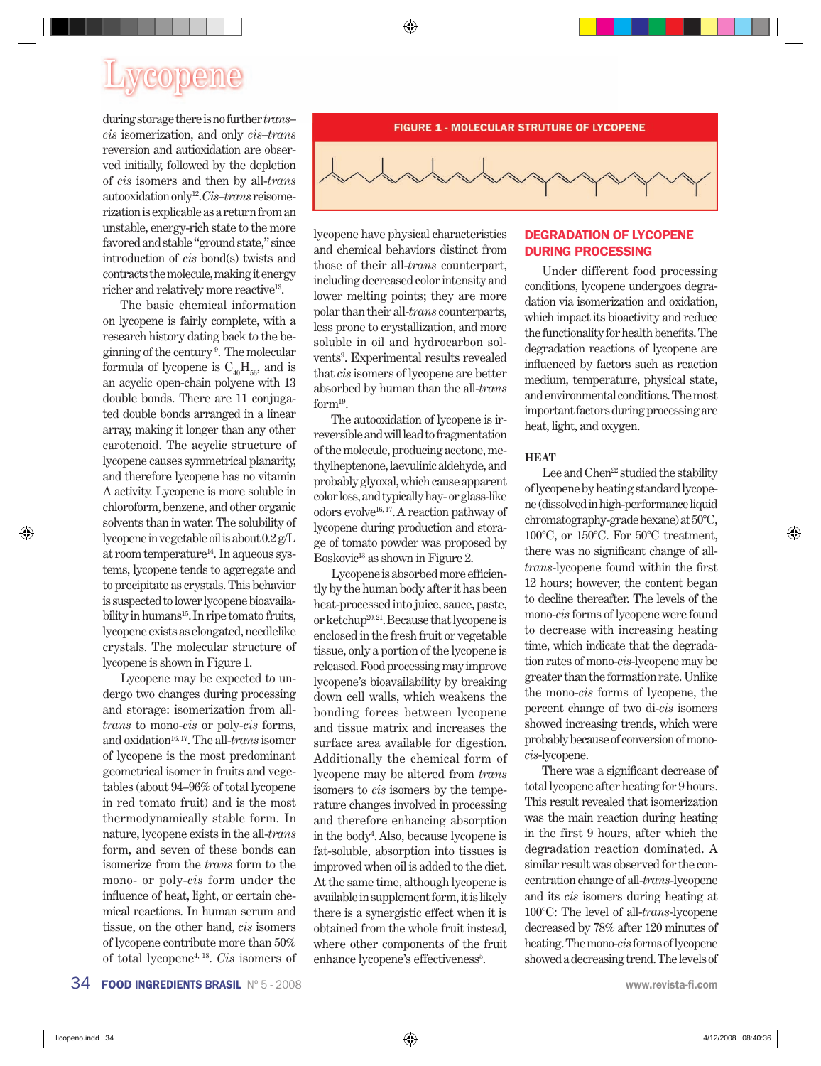# Lycopene

during storage there is no further *trans–cis* isomerization, and only *cis–trans* reversion and autoxidation are observed initially, followed by the depletion of *cis* isomers and then by all-*trans* autooxidation only[12]. *Cis–trans* reisomerization is explicable as a return from an unstable, energy-rich state to the more favored and stable "ground state," since introduction of *cis* bond(s) twists and contracts the molecule, making it energy richer and relatively more reactive[13].

The basic chemical information on lycopene is fairly complete, with a research history dating back to the beginning of the century [9]. The molecular formula of lycopene is $C_{40}H_{56}$, and is an acyclic open-chain polyene with 13 double bonds. There are 11 conjugated double bonds arranged in a linear array, making it longer than any other carotenoid. The acyclic structure of lycopene causes symmetrical planarity, and therefore lycopene has no vitamin A activity. Lycopene is more soluble in chloroform, benzene, and other organic solvents than in water. The solubility of lycopene in vegetable oil is about 0.2 g/L at room temperature[14]. In aqueous systems, lycopene tends to aggregate and to precipitate as crystals. This behavior is suspected to lower lycopene bioavailability in humans[15]. In ripe tomato fruits, lycopene exists as elongated, needlelike crystals. The molecular structure of lycopene is shown in Figure 1.

Lycopene may be expected to undergo two changes during processing and storage: isomerization from all-*trans* to mono-*cis* or poly-*cis* forms, and oxidation[16,17]. The all-*trans* isomer of lycopene is the most predominant geometrical isomer in fruits and vegetables (about 94–96% of total lycopene in red tomato fruit) and is the most thermodynamically stable form. In nature, lycopene exists in the all-*trans* form, and seven of these bonds can isomerize from the *trans* form to the mono- or poly-*cis* form under the influence of heat, light, or certain chemical reactions. In human serum and tissue, on the other hand, *cis* isomers of lycopene contribute more than 50% of total lycopene[4,18]. *Cis* isomers of lycopene have physical characteristics and chemical behaviors distinct from those of their all-*trans* counterpart, including decreased color intensity and lower melting points; they are more polar than their all-*trans* counterparts, less prone to crystallization, and more soluble in oil and hydrocarbon solvents[9]. Experimental results revealed that *cis* isomers of lycopene are better absorbed by human than the all-*trans* form[19].

**FIGURE 1 - MOLECULAR STRUTURE OF LYCOPENE**

The autooxidation of lycopene is irreversible and will lead to fragmentation of the molecule, producing acetone, methylheptenone, laevulinic aldehyde, and probably glyoxal, which cause apparent color loss, and typically hay- or glass-like odors evolve[16,17]. A reaction pathway of lycopene during production and storage of tomato powder was proposed by Boskovic[13] as shown in Figure 2.

Lycopene is absorbed more efficiently by the human body after it has been heat-processed into juice, sauce, paste, or ketchup[20,21]. Because that lycopene is enclosed in the fresh fruit or vegetable tissue, only a portion of the lycopene is released. Food processing may improve lycopene's bioavailability by breaking down cell walls, which weakens the bonding forces between lycopene and tissue matrix and increases the surface area available for digestion. Additionally the chemical form of lycopene may be altered from *trans* isomers to *cis* isomers by the temperature changes involved in processing and therefore enhancing absorption in the body[4]. Also, because lycopene is fat-soluble, absorption into tissues is improved when oil is added to the diet. At the same time, although lycopene is available in supplement form, it is likely there is a synergistic effect when it is obtained from the whole fruit instead, where other components of the fruit enhance lycopene's effectiveness[5].

## DEGRADATION OF LYCOPENE DURING PROCESSING

Under different food processing conditions, lycopene undergoes degradation via isomerization and oxidation, which impact its bioactivity and reduce the functionality for health benefits. The degradation reactions of lycopene are influenced by factors such as reaction medium, temperature, physical state, and environmental conditions. The most important factors during processing are heat, light, and oxygen.

### HEAT

Lee and Chen[22] studied the stability of lycopene by heating standard lycopene (dissolved in high-performance liquid chromatography-grade hexane) at 50°C, 100°C, or 150°C. For 50°C treatment, there was no significant change of all-*trans*-lycopene found within the first 12 hours; however, the content began to decline thereafter. The levels of the mono-*cis* forms of lycopene were found to decrease with increasing heating time, which indicate that the degradation rates of mono-*cis*-lycopene may be greater than the formation rate. Unlike the mono-*cis* forms of lycopene, the percent change of two di-*cis* isomers showed increasing trends, which were probably because of conversion of mono-*cis*-lycopene.

There was a significant decrease of total lycopene after heating for 9 hours. This result revealed that isomerization was the main reaction during heating in the first 9 hours, after which the degradation reaction dominated. A similar result was observed for the concentration change of all-*trans*-lycopene and its *cis* isomers during heating at 100°C: The level of all-*trans*-lycopene decreased by 78% after 120 minutes of heating. The mono-*cis* forms of lycopene showed a decreasing trend. The levels of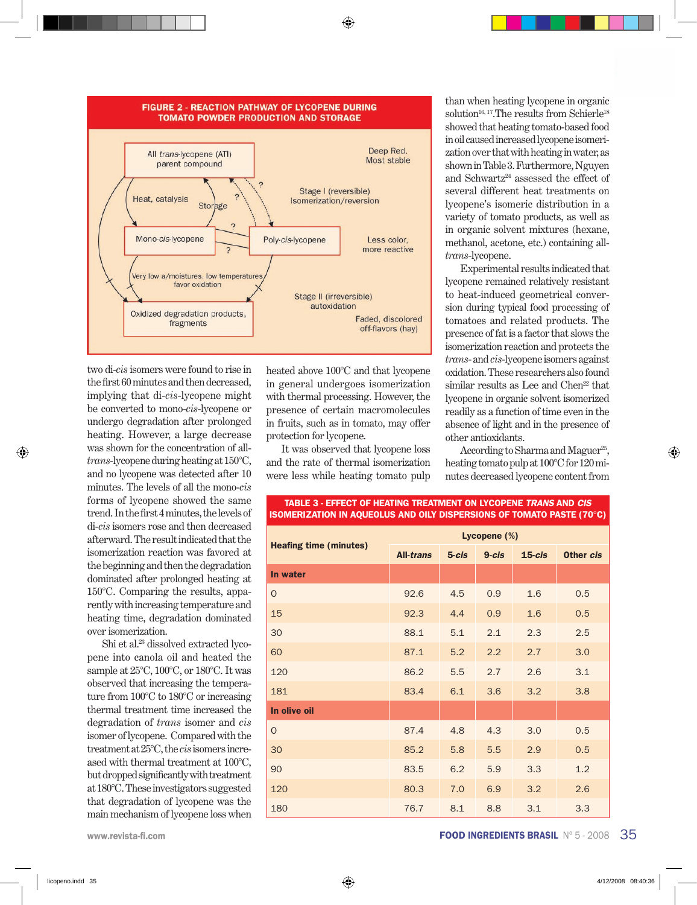**FIGURE 2 - REACTION PATHWAY OF LYCOPENE DURING TOMATO POWDER PRODUCTION AND STORAGE**

All *trans*-lycopene (ATl) parent compound — Deep Red, Most stable

Heat, catalysis — Storage — Stage I (reversible) Isomerization/reversion

Mono-*cis*-lycopene — Poly-*cis*-lycopene — Less color, more reactive

Very low a/moistures, low temperatures favor oxidation — Stage II (irreversible) autoxidation

Oxidized degradation products, fragments — Faded, discolored off-flavors (hay)

two di-*cis* isomers were found to rise in the first 60 minutes and then decreased, implying that di-*cis*-lycopene might be converted to mono-*cis*-lycopene or undergo degradation after prolonged heating. However, a large decrease was shown for the concentration of all-*trans*-lycopene during heating at 150°C, and no lycopene was detected after 10 minutes. The levels of all the mono-*cis* forms of lycopene showed the same trend. In the first 4 minutes, the levels of di-*cis* isomers rose and then decreased afterward. The result indicated that the isomerization reaction was favored at the beginning and then the degradation dominated after prolonged heating at 150°C. Comparing the results, apparently with increasing temperature and heating time, degradation dominated over isomerization.

Shi et al.[23] dissolved extracted lycopene into canola oil and heated the sample at 25°C, 100°C, or 180°C. It was observed that increasing the temperature from 100°C to 180°C or increasing thermal treatment time increased the degradation of *trans* isomer and *cis* isomer of lycopene. Compared with the treatment at 25°C, the *cis* isomers increased with thermal treatment at 100°C, but dropped significantly with treatment at 180°C. These investigators suggested that degradation of lycopene was the main mechanism of lycopene loss when heated above 100°C and that lycopene in general undergoes isomerization with thermal processing. However, the presence of certain macromolecules in fruits, such as in tomato, may offer protection for lycopene.

It was observed that lycopene loss and the rate of thermal isomerization were less while heating tomato pulp than when heating lycopene in organic solution[16, 17]. The results from Schierle[18] showed that heating tomato-based food in oil caused increased lycopene isomerization over that with heating in water, as shown in Table 3. Furthermore, Nguyen and Schwartz[24] assessed the effect of several different heat treatments on lycopene's isomeric distribution in a variety of tomato products, as well as in organic solvent mixtures (hexane, methanol, acetone, etc.) containing all-*trans*-lycopene.

Experimental results indicated that lycopene remained relatively resistant to heat-induced geometrical conversion during typical food processing of tomatoes and related products. The presence of fat is a factor that slows the isomerization reaction and protects the *trans*- and *cis*-lycopene isomers against oxidation. These researchers also found similar results as Lee and Chen[22] that lycopene in organic solvent isomerized readily as a function of time even in the absence of light and in the presence of other antioxidants.

According to Sharma and Maguer[25], heating tomato pulp at 100°C for 120 minutes decreased lycopene content from

**TABLE 3 - EFFECT OF HEATING TREATMENT ON LYCOPENE *TRANS* AND *CIS* ISOMERIZATION IN AQUEOLUS AND OILY DISPERSIONS OF TOMATO PASTE (70°C)**

| Heafing time (minutes) | Lycopene (%) | | | | |
|---|---|---|---|---|---|
| | All-*trans* | 5-*cis* | 9-*cis* | 15-*cis* | Other *cis* |
| **In water** | | | | | |
| 0 | 92.6 | 4.5 | 0.9 | 1.6 | 0.5 |
| 15 | 92.3 | 4.4 | 0.9 | 1.6 | 0.5 |
| 30 | 88.1 | 5.1 | 2.1 | 2.3 | 2.5 |
| 60 | 87.1 | 5.2 | 2.2 | 2.7 | 3.0 |
| 120 | 86.2 | 5.5 | 2.7 | 2.6 | 3.1 |
| 181 | 83.4 | 6.1 | 3.6 | 3.2 | 3.8 |
| **In olive oil** | | | | | |
| 0 | 87.4 | 4.8 | 4.3 | 3.0 | 0.5 |
| 30 | 85.2 | 5.8 | 5.5 | 2.9 | 0.5 |
| 90 | 83.5 | 6.2 | 5.9 | 3.3 | 1.2 |
| 120 | 80.3 | 7.0 | 6.9 | 3.2 | 2.6 |
| 180 | 76.7 | 8.1 | 8.8 | 3.1 | 3.3 |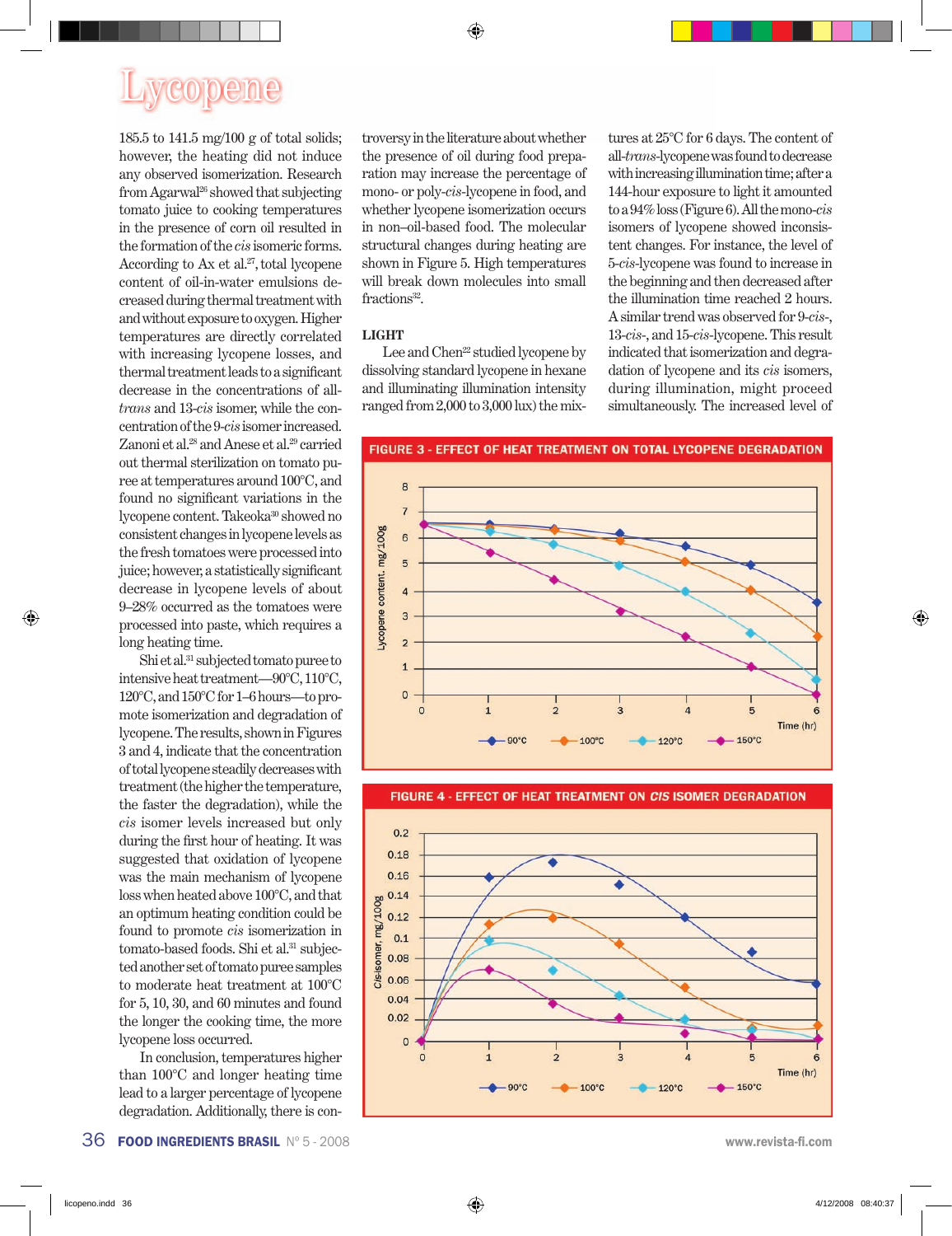185.5 to 141.5 mg/100 g of total solids; however, the heating did not induce any observed isomerization. Research from Agarwal[26] showed that subjecting tomato juice to cooking temperatures in the presence of corn oil resulted in the formation of the *cis* isomeric forms. According to Ax et al.[27], total lycopene content of oil-in-water emulsions decreased during thermal treatment with and without exposure to oxygen. Higher temperatures are directly correlated with increasing lycopene losses, and thermal treatment leads to a significant decrease in the concentrations of all-*trans* and 13-*cis* isomer, while the concentration of the 9-*cis* isomer increased. Zanoni et al.[28] and Anese et al.[29] carried out thermal sterilization on tomato puree at temperatures around 100°C, and found no significant variations in the lycopene content. Takeoka[30] showed no consistent changes in lycopene levels as the fresh tomatoes were processed into juice; however, a statistically significant decrease in lycopene levels of about 9–28% occurred as the tomatoes were processed into paste, which requires a long heating time.

Shi et al.[31] subjected tomato puree to intensive heat treatment—90°C, 110°C, 120°C, and 150°C for 1–6 hours—to promote isomerization and degradation of lycopene. The results, shown in Figures 3 and 4, indicate that the concentration of total lycopene steadily decreases with treatment (the higher the temperature, the faster the degradation), while the *cis* isomer levels increased but only during the first hour of heating. It was suggested that oxidation of lycopene was the main mechanism of lycopene loss when heated above 100°C, and that an optimum heating condition could be found to promote *cis* isomerization in tomato-based foods. Shi et al.[31] subjected another set of tomato puree samples to moderate heat treatment at 100°C for 5, 10, 30, and 60 minutes and found the longer the cooking time, the more lycopene loss occurred.

In conclusion, temperatures higher than 100°C and longer heating time lead to a larger percentage of lycopene degradation. Additionally, there is controversy in the literature about whether the presence of oil during food preparation may increase the percentage of mono- or poly-*cis*-lycopene in food, and whether lycopene isomerization occurs in non–oil-based food. The molecular structural changes during heating are shown in Figure 5. High temperatures will break down molecules into small fractions[32].

### LIGHT

Lee and Chen[22] studied lycopene by dissolving standard lycopene in hexane and illuminating illumination intensity ranged from 2,000 to 3,000 lux) the mixtures at 25°C for 6 days. The content of all-*trans*-lycopene was found to decrease with increasing illumination time; after a 144-hour exposure to light it amounted to a 94% loss (Figure 6). All the mono-*cis* isomers of lycopene showed inconsistent changes. For instance, the level of 5-*cis*-lycopene was found to increase in the beginning and then decreased after the illumination time reached 2 hours. A similar trend was observed for 9-*cis*-, 13-*cis*-, and 15-*cis*-lycopene. This result indicated that isomerization and degradation of lycopene and its *cis* isomers, during illumination, might proceed simultaneously. The increased level of

FIGURE 3 - EFFECT OF HEAT TREATMENT ON TOTAL LYCOPENE DEGRADATION

FIGURE 4 - EFFECT OF HEAT TREATMENT ON *CIS* ISOMER DEGRADATION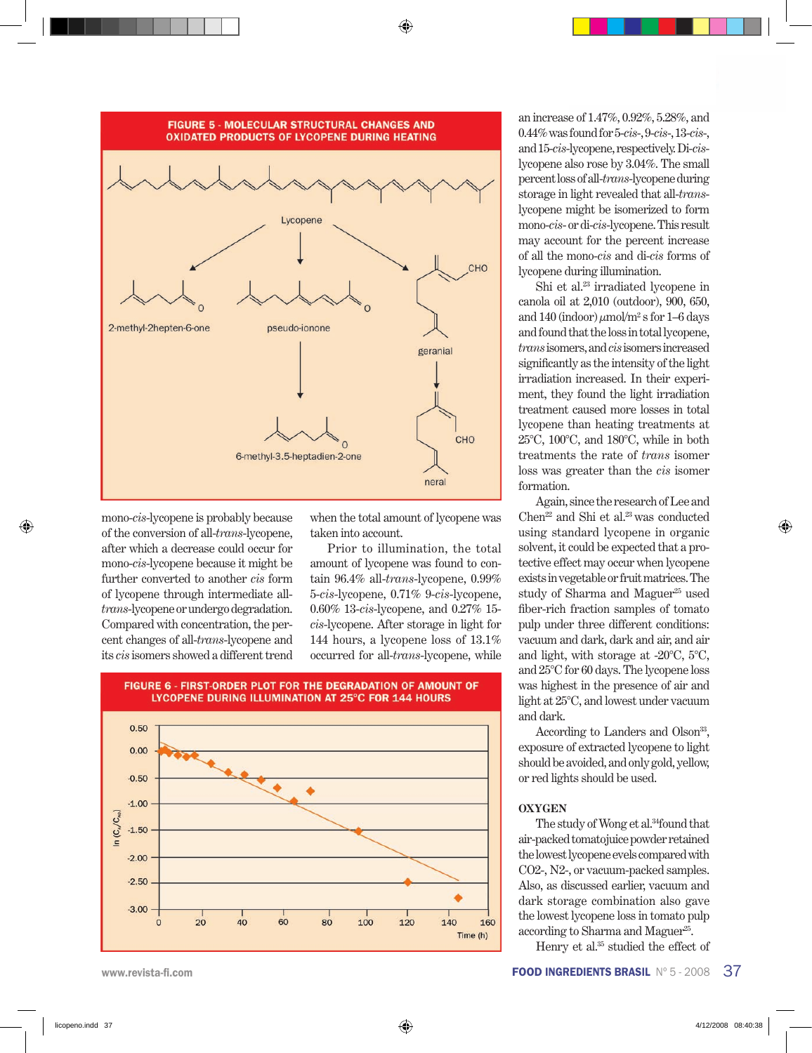**FIGURE 5 - MOLECULAR STRUCTURAL CHANGES AND OXIDATED PRODUCTS OF LYCOPENE DURING HEATING**

mono-*cis*-lycopene is probably because of the conversion of all-*trans*-lycopene, after which a decrease could occur for mono-*cis*-lycopene because it might be further converted to another *cis* form of lycopene through intermediate all-*trans*-lycopene or undergo degradation. Compared with concentration, the percent changes of all-*trans*-lycopene and its *cis* isomers showed a different trend when the total amount of lycopene was taken into account.

Prior to illumination, the total amount of lycopene was found to contain 96.4% all-*trans*-lycopene, 0.99% 5-*cis*-lycopene, 0.71% 9-*cis*-lycopene, 0.60% 13-*cis*-lycopene, and 0.27% 15-*cis*-lycopene. After storage in light for 144 hours, a lycopene loss of 13.1% occurred for all-*trans*-lycopene, while

**FIGURE 6 - FIRST-ORDER PLOT FOR THE DEGRADATION OF AMOUNT OF LYCOPENE DURING ILLUMINATION AT 25°C FOR 144 HOURS**

an increase of 1.47%, 0.92%, 5.28%, and 0.44% was found for 5-*cis*-, 9-*cis*-, 13-*cis*-, and 15-*cis*-lycopene, respectively. Di-*cis*-lycopene also rose by 3.04%. The small percent loss of all-*trans*-lycopene during storage in light revealed that all-*trans*-lycopene might be isomerized to form mono-*cis*- or di-*cis*-lycopene. This result may account for the percent increase of all the mono-*cis* and di-*cis* forms of lycopene during illumination.

Shi et al.[23] irradiated lycopene in canola oil at 2,010 (outdoor), 900, 650, and 140 (indoor) $\mu$mol/m$^2$ s for 1–6 days and found that the loss in total lycopene, *trans* isomers, and *cis* isomers increased significantly as the intensity of the light irradiation increased. In their experiment, they found the light irradiation treatment caused more losses in total lycopene than heating treatments at 25°C, 100°C, and 180°C, while in both treatments the rate of *trans* isomer loss was greater than the *cis* isomer formation.

Again, since the research of Lee and Chen[22] and Shi et al.[23] was conducted using standard lycopene in organic solvent, it could be expected that a protective effect may occur when lycopene exists in vegetable or fruit matrices. The study of Sharma and Maguer[25] used fiber-rich fraction samples of tomato pulp under three different conditions: vacuum and dark, dark and air, and air and light, with storage at -20°C, 5°C, and 25°C for 60 days. The lycopene loss was highest in the presence of air and light at 25°C, and lowest under vacuum and dark.

According to Landers and Olson[33], exposure of extracted lycopene to light should be avoided, and only gold, yellow, or red lights should be used.

### OXYGEN

The study of Wong et al.[34] found that air-packed tomato juice powder retained the lowest lycopene evels compared with CO2-, N2-, or vacuum-packed samples. Also, as discussed earlier, vacuum and dark storage combination also gave the lowest lycopene loss in tomato pulp according to Sharma and Maguer[25].

Henry et al.[35] studied the effect of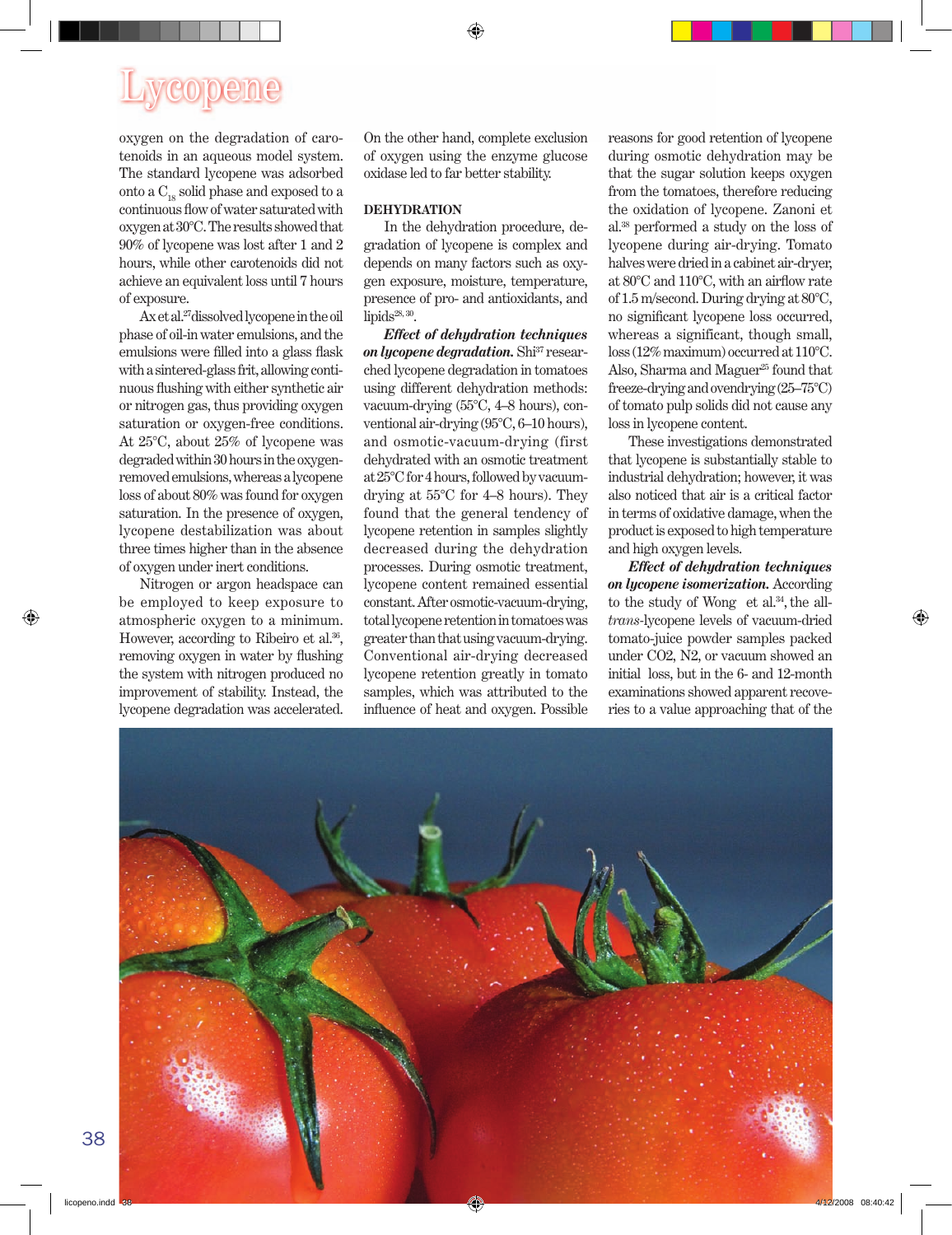oxygen on the degradation of carotenoids in an aqueous model system. The standard lycopene was adsorbed onto a $C_{18}$ solid phase and exposed to a continuous flow of water saturated with oxygen at 30°C. The results showed that 90% of lycopene was lost after 1 and 2 hours, while other carotenoids did not achieve an equivalent loss until 7 hours of exposure.

Ax et al.[27] dissolved lycopene in the oil phase of oil-in water emulsions, and the emulsions were filled into a glass flask with a sintered-glass frit, allowing continuous flushing with either synthetic air or nitrogen gas, thus providing oxygen saturation or oxygen-free conditions. At 25°C, about 25% of lycopene was degraded within 30 hours in the oxygen-removed emulsions, whereas a lycopene loss of about 80% was found for oxygen saturation. In the presence of oxygen, lycopene destabilization was about three times higher than in the absence of oxygen under inert conditions.

Nitrogen or argon headspace can be employed to keep exposure to atmospheric oxygen to a minimum. However, according to Ribeiro et al.[36], removing oxygen in water by flushing the system with nitrogen produced no improvement of stability. Instead, the lycopene degradation was accelerated. On the other hand, complete exclusion of oxygen using the enzyme glucose oxidase led to far better stability.

## DEHYDRATION

In the dehydration procedure, degradation of lycopene is complex and depends on many factors such as oxygen exposure, moisture, temperature, presence of pro- and antioxidants, and lipids[28, 30].

***Effect of dehydration techniques on lycopene degradation.*** Shi[37] researched lycopene degradation in tomatoes using different dehydration methods: vacuum-drying (55°C, 4–8 hours), conventional air-drying (95°C, 6–10 hours), and osmotic-vacuum-drying (first dehydrated with an osmotic treatment at 25°C for 4 hours, followed by vacuum-drying at 55°C for 4–8 hours). They found that the general tendency of lycopene retention in samples slightly decreased during the dehydration processes. During osmotic treatment, lycopene content remained essential constant. After osmotic-vacuum-drying, total lycopene retention in tomatoes was greater than that using vacuum-drying. Conventional air-drying decreased lycopene retention greatly in tomato samples, which was attributed to the influence of heat and oxygen. Possible reasons for good retention of lycopene during osmotic dehydration may be that the sugar solution keeps oxygen from the tomatoes, therefore reducing the oxidation of lycopene. Zanoni et al.[38] performed a study on the loss of lycopene during air-drying. Tomato halves were dried in a cabinet air-dryer, at 80°C and 110°C, with an airflow rate of 1.5 m/second. During drying at 80°C, no significant lycopene loss occurred, whereas a significant, though small, loss (12% maximum) occurred at 110°C. Also, Sharma and Maguer[25] found that freeze-drying and ovendrying (25–75°C) of tomato pulp solids did not cause any loss in lycopene content.

These investigations demonstrated that lycopene is substantially stable to industrial dehydration; however, it was also noticed that air is a critical factor in terms of oxidative damage, when the product is exposed to high temperature and high oxygen levels.

***Effect of dehydration techniques on lycopene isomerization.*** According to the study of Wong et al.[34], the all-*trans*-lycopene levels of vacuum-dried tomato-juice powder samples packed under CO2, N2, or vacuum showed an initial loss, but in the 6- and 12-month examinations showed apparent recoveries to a value approaching that of the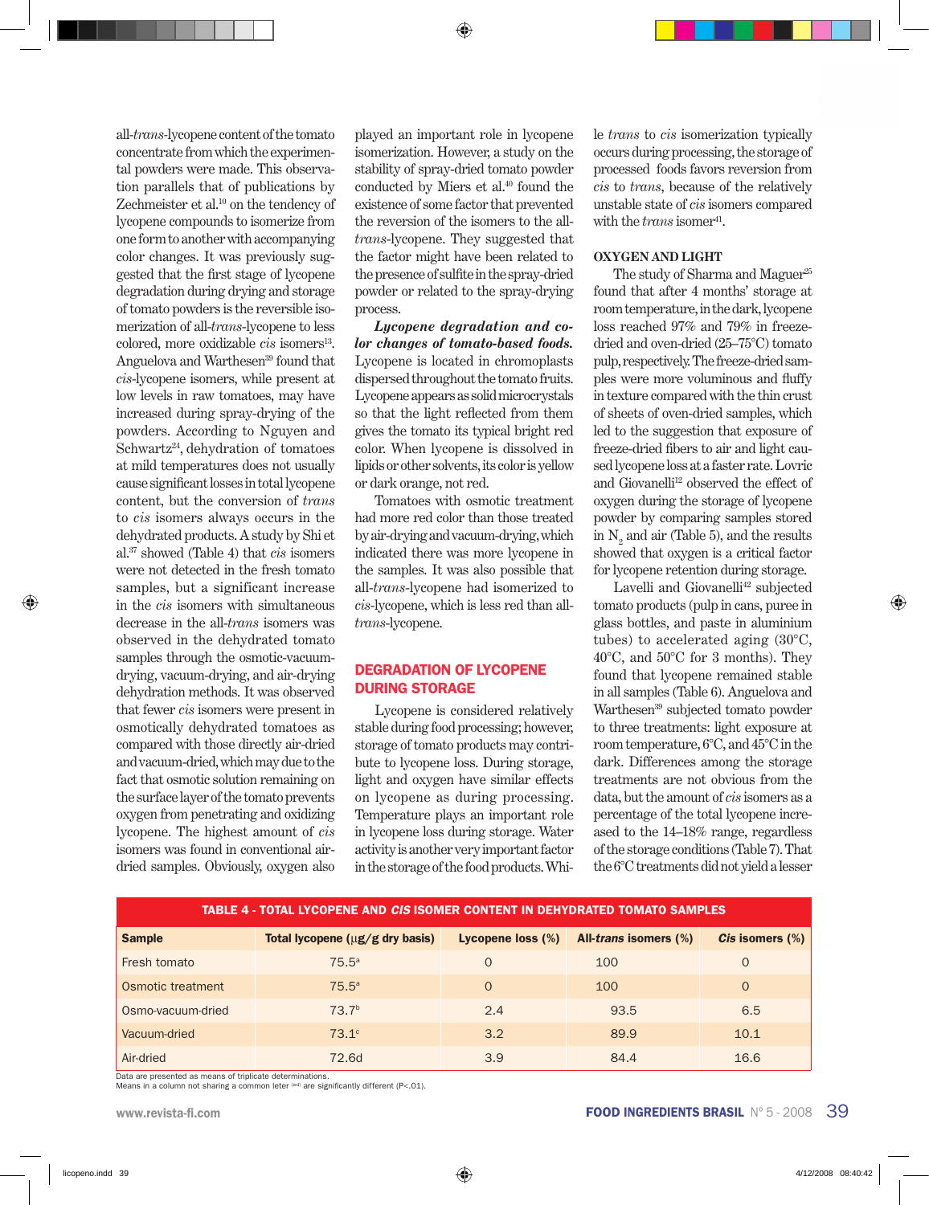all-*trans*-lycopene content of the tomato concentrate from which the experimental powders were made. This observation parallels that of publications by Zechmeister et al.[10] on the tendency of lycopene compounds to isomerize from one form to another with accompanying color changes. It was previously suggested that the first stage of lycopene degradation during drying and storage of tomato powders is the reversible isomerization of all-*trans*-lycopene to less colored, more oxidizable *cis* isomers[13]. Anguelova and Warthesen[39] found that *cis*-lycopene isomers, while present at low levels in raw tomatoes, may have increased during spray-drying of the powders. According to Nguyen and Schwartz[24], dehydration of tomatoes at mild temperatures does not usually cause significant losses in total lycopene content, but the conversion of *trans* to *cis* isomers always occurs in the dehydrated products. A study by Shi et al.[37] showed (Table 4) that *cis* isomers were not detected in the fresh tomato samples, but a significant increase in the *cis* isomers with simultaneous decrease in the all-*trans* isomers was observed in the dehydrated tomato samples through the osmotic-vacuum-drying, vacuum-drying, and air-drying dehydration methods. It was observed that fewer *cis* isomers were present in osmotically dehydrated tomatoes as compared with those directly air-dried and vacuum-dried, which may due to the fact that osmotic solution remaining on the surface layer of the tomato prevents oxygen from penetrating and oxidizing lycopene. The highest amount of *cis* isomers was found in conventional air-dried samples. Obviously, oxygen also played an important role in lycopene isomerization. However, a study on the stability of spray-dried tomato powder conducted by Miers et al.[40] found the existence of some factor that prevented the reversion of the isomers to the all-*trans*-lycopene. They suggested that the factor might have been related to the presence of sulfite in the spray-dried powder or related to the spray-drying process.

***Lycopene degradation and color changes of tomato-based foods.*** Lycopene is located in chromoplasts dispersed throughout the tomato fruits. Lycopene appears as solid microcrystals so that the light reflected from them gives the tomato its typical bright red color. When lycopene is dissolved in lipids or other solvents, its color is yellow or dark orange, not red.

Tomatoes with osmotic treatment had more red color than those treated by air-drying and vacuum-drying, which indicated there was more lycopene in the samples. It was also possible that all-*trans*-lycopene had isomerized to *cis*-lycopene, which is less red than all-*trans*-lycopene.

## DEGRADATION OF LYCOPENE DURING STORAGE

Lycopene is considered relatively stable during food processing; however, storage of tomato products may contribute to lycopene loss. During storage, light and oxygen have similar effects on lycopene as during processing. Temperature plays an important role in lycopene loss during storage. Water activity is another very important factor in the storage of the food products. While *trans* to *cis* isomerization typically occurs during processing, the storage of processed foods favors reversion from *cis* to *trans*, because of the relatively unstable state of *cis* isomers compared with the *trans* isomer[41].

### OXYGEN AND LIGHT

The study of Sharma and Maguer[25] found that after 4 months' storage at room temperature, in the dark, lycopene loss reached 97% and 79% in freeze-dried and oven-dried (25–75°C) tomato pulp, respectively. The freeze-dried samples were more voluminous and fluffy in texture compared with the thin crust of sheets of oven-dried samples, which led to the suggestion that exposure of freeze-dried fibers to air and light caused lycopene loss at a faster rate. Lovric and Giovanelli[12] observed the effect of oxygen during the storage of lycopene powder by comparing samples stored in $N_2$ and air (Table 5), and the results showed that oxygen is a critical factor for lycopene retention during storage.

Lavelli and Giovanelli[42] subjected tomato products (pulp in cans, puree in glass bottles, and paste in aluminium tubes) to accelerated aging (30°C, 40°C, and 50°C for 3 months). They found that lycopene remained stable in all samples (Table 6). Anguelova and Warthesen[39] subjected tomato powder to three treatments: light exposure at room temperature, 6°C, and 45°C in the dark. Differences among the storage treatments are not obvious from the data, but the amount of *cis* isomers as a percentage of the total lycopene increased to the 14–18% range, regardless of the storage conditions (Table 7). That the 6°C treatments did not yield a lesser

TABLE 4 - TOTAL LYCOPENE AND *CIS* ISOMER CONTENT IN DEHYDRATED TOMATO SAMPLES

| Sample | Total lycopene (μg/g dry basis) | Lycopene loss (%) | All-*trans* isomers (%) | *Cis* isomers (%) |
|---|---|---|---|---|
| Fresh tomato | 75.5[a] | 0 | 100 | 0 |
| Osmotic treatment | 75.5[a] | 0 | 100 | 0 |
| Osmo-vacuum-dried | 73.7[b] | 2.4 | 93.5 | 6.5 |
| Vacuum-dried | 73.1[c] | 3.2 | 89.9 | 10.1 |
| Air-dried | 72.6d | 3.9 | 84.4 | 16.6 |

Data are presented as means of triplicate determinations.
Means in a column not sharing a common leter [(a-d)] are significantly different (P<.01).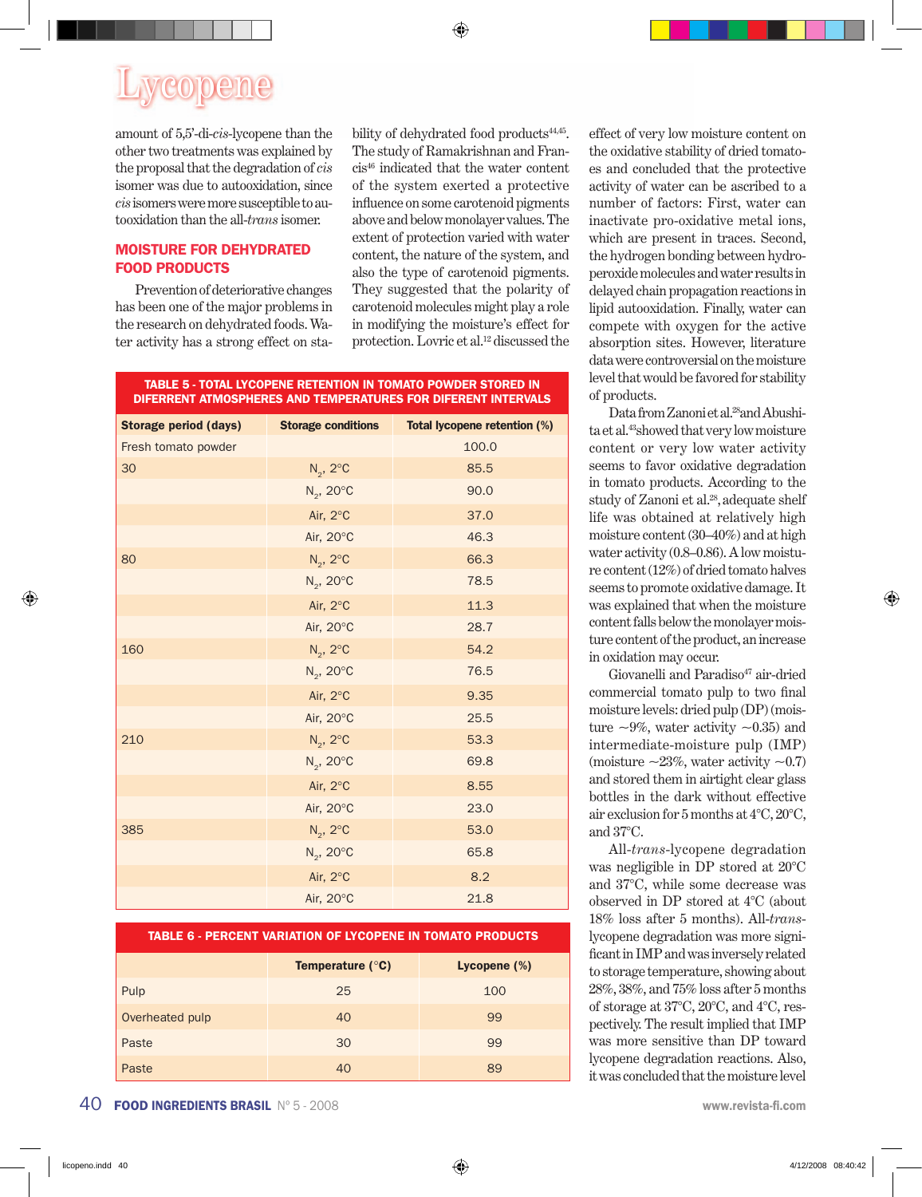amount of 5,5'-di-*cis*-lycopene than the other two treatments was explained by the proposal that the degradation of *cis* isomer was due to autooxidation, since *cis* isomers were more susceptible to autooxidation than the all-*trans* isomer.

## MOISTURE FOR DEHYDRATED FOOD PRODUCTS

Prevention of deteriorative changes has been one of the major problems in the research on dehydrated foods. Water activity has a strong effect on stability of dehydrated food products[44,45]. The study of Ramakrishnan and Francis[46] indicated that the water content of the system exerted a protective influence on some carotenoid pigments above and below monolayer values. The extent of protection varied with water content, the nature of the system, and also the type of carotenoid pigments. They suggested that the polarity of carotenoid molecules might play a role in modifying the moisture's effect for protection. Lovric et al.[12] discussed the effect of very low moisture content on the oxidative stability of dried tomatoes and concluded that the protective activity of water can be ascribed to a number of factors: First, water can inactivate pro-oxidative metal ions, which are present in traces. Second, the hydrogen bonding between hydroperoxide molecules and water results in delayed chain propagation reactions in lipid autooxidation. Finally, water can compete with oxygen for the active absorption sites. However, literature data were controversial on the moisture level that would be favored for stability of products.

Data from Zanoni et al.[28] and Abushita et al.[43] showed that very low moisture content or very low water activity seems to favor oxidative degradation in tomato products. According to the study of Zanoni et al.[28], adequate shelf life was obtained at relatively high moisture content (30–40%) and at high water activity (0.8–0.86). A low moisture content (12%) of dried tomato halves seems to promote oxidative damage. It was explained that when the moisture content falls below the monolayer moisture content of the product, an increase in oxidation may occur.

Giovanelli and Paradiso[47] air-dried commercial tomato pulp to two final moisture levels: dried pulp (DP) (moisture ~9%, water activity ~0.35) and intermediate-moisture pulp (IMP) (moisture ~23%, water activity ~0.7) and stored them in airtight clear glass bottles in the dark without effective air exclusion for 5 months at 4°C, 20°C, and 37°C.

All-*trans*-lycopene degradation was negligible in DP stored at 20°C and 37°C, while some decrease was observed in DP stored at 4°C (about 18% loss after 5 months). All-*trans*-lycopene degradation was more significant in IMP and was inversely related to storage temperature, showing about 28%, 38%, and 75% loss after 5 months of storage at 37°C, 20°C, and 4°C, respectively. The result implied that IMP was more sensitive than DP toward lycopene degradation reactions. Also, it was concluded that the moisture level

**TABLE 5 - TOTAL LYCOPENE RETENTION IN TOMATO POWDER STORED IN DIFERRENT ATMOSPHERES AND TEMPERATURES FOR DIFERENT INTERVALS**

| Storage period (days) | Storage conditions | Total lycopene retention (%) |
|---|---|---|
| Fresh tomato powder | | 100.0 |
| 30 | $N_2$, 2°C | 85.5 |
| | $N_2$, 20°C | 90.0 |
| | Air, 2°C | 37.0 |
| | Air, 20°C | 46.3 |
| 80 | $N_2$, 2°C | 66.3 |
| | $N_2$, 20°C | 78.5 |
| | Air, 2°C | 11.3 |
| | Air, 20°C | 28.7 |
| 160 | $N_2$, 2°C | 54.2 |
| | $N_2$, 20°C | 76.5 |
| | Air, 2°C | 9.35 |
| | Air, 20°C | 25.5 |
| 210 | $N_2$, 2°C | 53.3 |
| | $N_2$, 20°C | 69.8 |
| | Air, 2°C | 8.55 |
| | Air, 20°C | 23.0 |
| 385 | $N_2$, 2°C | 53.0 |
| | $N_2$, 20°C | 65.8 |
| | Air, 2°C | 8.2 |
| | Air, 20°C | 21.8 |

**TABLE 6 - PERCENT VARIATION OF LYCOPENE IN TOMATO PRODUCTS**

| | Temperature (°C) | Lycopene (%) |
|---|---|---|
| Pulp | 25 | 100 |
| Overheated pulp | 40 | 99 |
| Paste | 30 | 99 |
| Paste | 40 | 89 |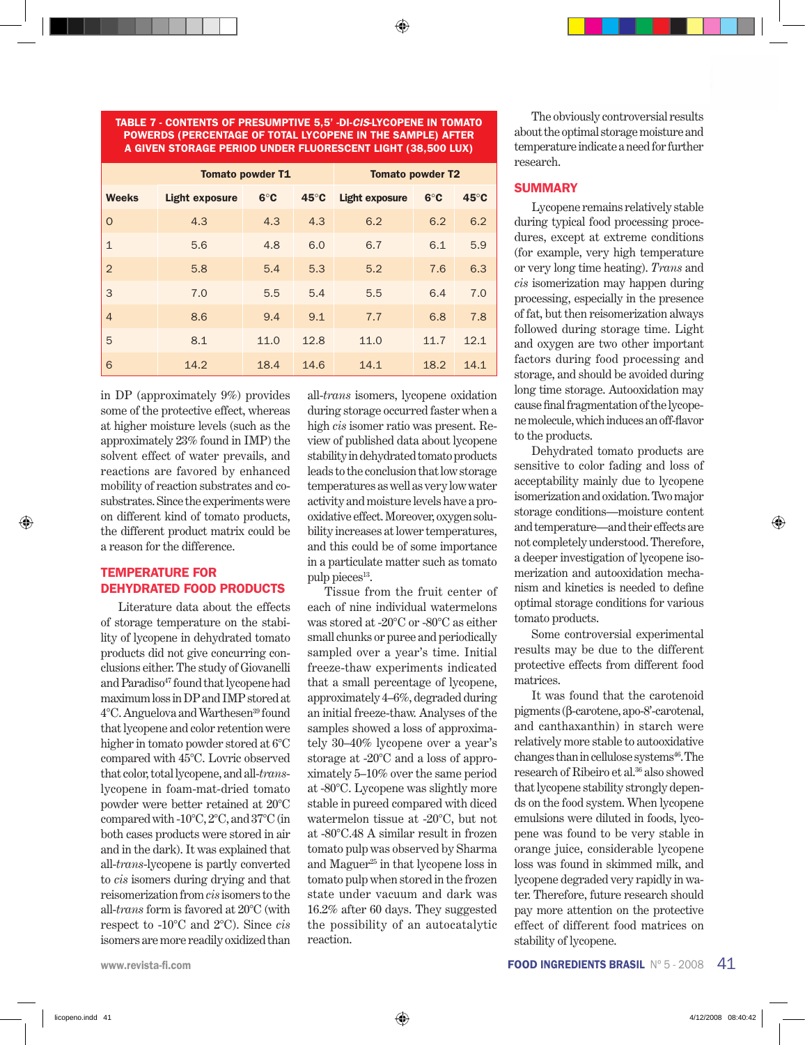**TABLE 7 - CONTENTS OF PRESUMPTIVE 5,5' -DI-*CIS*-LYCOPENE IN TOMATO POWERDS (PERCENTAGE OF TOTAL LYCOPENE IN THE SAMPLE) AFTER A GIVEN STORAGE PERIOD UNDER FLUORESCENT LIGHT (38,500 LUX)**

| | Tomato powder T1 | | | Tomato powder T2 | | |
|---|---|---|---|---|---|---|
| Weeks | Light exposure | 6°C | 45°C | Light exposure | 6°C | 45°C |
| 0 | 4.3 | 4.3 | 4.3 | 6.2 | 6.2 | 6.2 |
| 1 | 5.6 | 4.8 | 6.0 | 6.7 | 6.1 | 5.9 |
| 2 | 5.8 | 5.4 | 5.3 | 5.2 | 7.6 | 6.3 |
| 3 | 7.0 | 5.5 | 5.4 | 5.5 | 6.4 | 7.0 |
| 4 | 8.6 | 9.4 | 9.1 | 7.7 | 6.8 | 7.8 |
| 5 | 8.1 | 11.0 | 12.8 | 11.0 | 11.7 | 12.1 |
| 6 | 14.2 | 18.4 | 14.6 | 14.1 | 18.2 | 14.1 |

in DP (approximately 9%) provides some of the protective effect, whereas at higher moisture levels (such as the approximately 23% found in IMP) the solvent effect of water prevails, and reactions are favored by enhanced mobility of reaction substrates and co-substrates. Since the experiments were on different kind of tomato products, the different product matrix could be a reason for the difference.

## TEMPERATURE FOR DEHYDRATED FOOD PRODUCTS

Literature data about the effects of storage temperature on the stability of lycopene in dehydrated tomato products did not give concurring conclusions either. The study of Giovanelli and Paradiso[47] found that lycopene had maximum loss in DP and IMP stored at 4°C. Anguelova and Warthesen[39] found that lycopene and color retention were higher in tomato powder stored at 6°C compared with 45°C. Lovric observed that color, total lycopene, and all-*trans*-lycopene in foam-mat-dried tomato powder were better retained at 20°C compared with -10°C, 2°C, and 37°C (in both cases products were stored in air and in the dark). It was explained that all-*trans*-lycopene is partly converted to *cis* isomers during drying and that reisomerization from *cis* isomers to the all-*trans* form is favored at 20°C (with respect to -10°C and 2°C). Since *cis* isomers are more readily oxidized than all-*trans* isomers, lycopene oxidation during storage occurred faster when a high *cis* isomer ratio was present. Review of published data about lycopene stability in dehydrated tomato products leads to the conclusion that low storage temperatures as well as very low water activity and moisture levels have a pro-oxidative effect. Moreover, oxygen solubility increases at lower temperatures, and this could be of some importance in a particulate matter such as tomato pulp pieces[13].

Tissue from the fruit center of each of nine individual watermelons was stored at -20°C or -80°C as either small chunks or puree and periodically sampled over a year's time. Initial freeze-thaw experiments indicated that a small percentage of lycopene, approximately 4–6%, degraded during an initial freeze-thaw. Analyses of the samples showed a loss of approximately 30–40% lycopene over a year's storage at -20°C and a loss of approximately 5–10% over the same period at -80°C. Lycopene was slightly more stable in pureed compared with diced watermelon tissue at -20°C, but not at -80°C.48 A similar result in frozen tomato pulp was observed by Sharma and Maguer[25] in that lycopene loss in tomato pulp when stored in the frozen state under vacuum and dark was 16.2% after 60 days. They suggested the possibility of an autocatalytic reaction.

The obviously controversial results about the optimal storage moisture and temperature indicate a need for further research.

## SUMMARY

Lycopene remains relatively stable during typical food processing procedures, except at extreme conditions (for example, very high temperature or very long time heating). *Trans* and *cis* isomerization may happen during processing, especially in the presence of fat, but then reisomerization always followed during storage time. Light and oxygen are two other important factors during food processing and storage, and should be avoided during long time storage. Autooxidation may cause final fragmentation of the lycopene molecule, which induces an off-flavor to the products.

Dehydrated tomato products are sensitive to color fading and loss of acceptability mainly due to lycopene isomerization and oxidation. Two major storage conditions—moisture content and temperature—and their effects are not completely understood. Therefore, a deeper investigation of lycopene isomerization and autooxidation mechanism and kinetics is needed to define optimal storage conditions for various tomato products.

Some controversial experimental results may be due to the different protective effects from different food matrices.

It was found that the carotenoid pigments (β-carotene, apo-8'-carotenal, and canthaxanthin) in starch were relatively more stable to autooxidative changes than in cellulose systems[46]. The research of Ribeiro et al.[36] also showed that lycopene stability strongly depends on the food system. When lycopene emulsions were diluted in foods, lycopene was found to be very stable in orange juice, considerable lycopene loss was found in skimmed milk, and lycopene degraded very rapidly in water. Therefore, future research should pay more attention on the protective effect of different food matrices on stability of lycopene.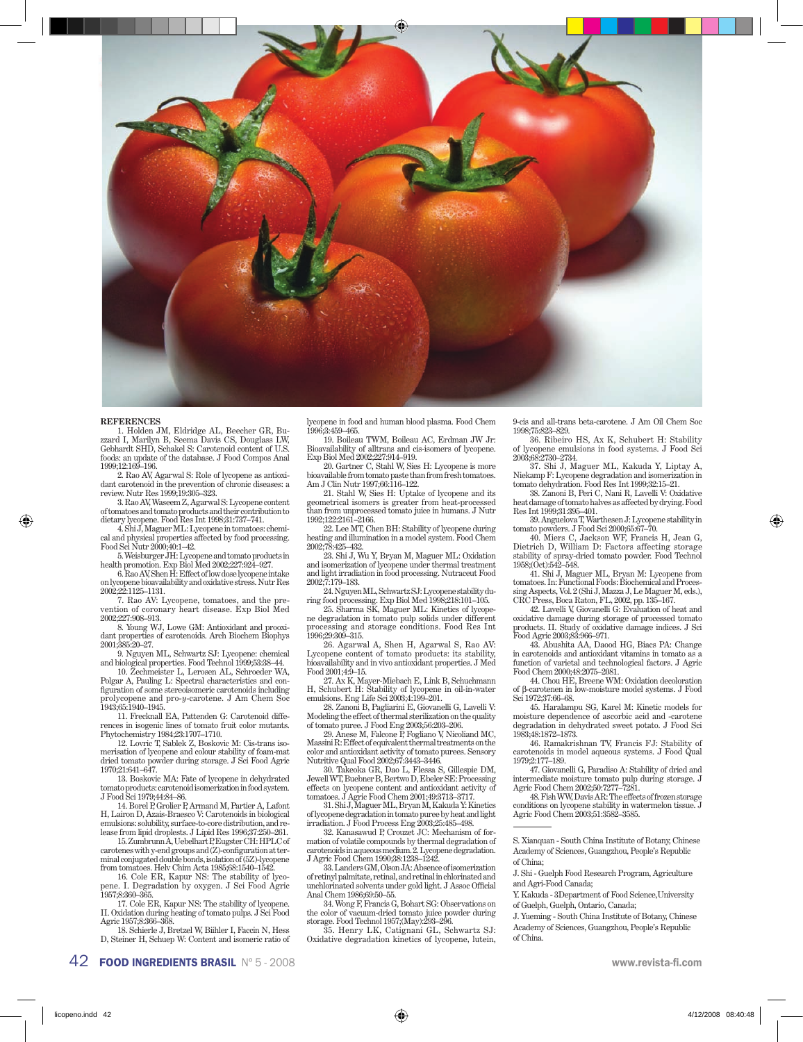**REFERENCES**

1. Holden JM, Eldridge AL, Beecher GR, Buzzard I, Marilyn B, Seema Davis CS, Douglass LW, Gebhardt SHD, Schakel S: Carotenoid content of U.S. foods: an update of the database. J Food Compos Anal 1999;12:169–196.

2. Rao AV, Agarwal S: Role of lycopene as antioxidant carotenoid in the prevention of chronic diseases: a review. Nutr Res 1999;19:305–323.

3. Rao AV, Waseem Z, Agarwal S: Lycopene content of tomatoes and tomato products and their contribution to dietary lycopene. Food Res Int 1998;31:737–741.

4. Shi J, Maguer ML: Lycopene in tomatoes: chemical and physical properties affected by food processing. Food Sci Nutr 2000;40:1–42.

5. Weisburger JH: Lycopene and tomato products in health promotion. Exp Biol Med 2002;227:924–927.

6. Rao AV, Shen H: Effect of low dose lycopene intake on lycopene bioavailability and oxidative stress. Nutr Res 2002;22:1125–1131.

7. Rao AV: Lycopene, tomatoes, and the prevention of coronary heart disease. Exp Biol Med 2002;227:908–913.

8. Young WJ, Lowe GM: Antioxidant and prooxidant properties of carotenoids. Arch Biochem Biophys 2001;385:20–27.

9. Nguyen ML, Schwartz SJ: Lycopene: chemical and biological properties. Food Technol 1999;53:38–44.

10. Zechmeister L, Lerosen AL, Schroeder WA, Polgar A, Pauling L: Spectral characteristics and configuration of some stereoisomeric carotenoids including prolycopene and pro-γ-carotene. J Am Chem Soc 1943;65:1940–1945.

11. Frecknall EA, Pattenden G: Carotenoid differences in isogenic lines of tomato fruit color mutants. Phytochemistry 1984;23:1707–1710.

12. Lovric T, Sablek Z, Boskovic M: Cis-trans isomerisation of lycopene and colour stability of foam-mat dried tomato powder during storage. J Sci Food Agric 1970;21:641–647.

13. Boskovic MA: Fate of lycopene in dehydrated tomato products: carotenoid isomerization in food system. J Food Sci 1979;44:84–86.

14. Borel P, Grolier P, Armand M, Partier A, Lafont H, Lairon D, Azais-Braesco V: Carotenoids in biological emulsions: solubility, surface-to-core distribution, and release from lipid droplests. J Lipid Res 1996;37:250–261.

15. Zumbrunn A, Uebelhart P, Eugster CH: HPLC of carotenes with y-end groups and (Z)-configuration at terminal conjugated double bonds, isolation of (5Z)-lycopene from tomatoes. Helv Chim Acta 1985;68:1540–1542.

16. Cole ER, Kapur NS: The stability of lycopene. I. Degradation by oxygen. J Sci Food Agric 1957;8:360–365.

17. Cole ER, Kapur NS: The stability of lycopene. II. Oxidation during heating of tomato pulps. J Sci Food Agric 1957;8:366–368.

18. Schierle J, Bretzel W, Bühler I, Faccin N, Hess D, Steiner H, Schuep W: Content and isomeric ratio of lycopene in food and human blood plasma. Food Chem 1996;3:459–465.

19. Boileau TWM, Boileau AC, Erdman JW Jr: Bioavailability of alltrans and cis-isomers of lycopene. Exp Biol Med 2002;227:914–919.

20. Gartner C, Stahl W, Sies H: Lycopene is more bioavailable from tomato paste than from fresh tomatoes. Am J Clin Nutr 1997;66:116–122.

21. Stahl W, Sies H: Uptake of lycopene and its geometrical isomers is greater from heat-processed than from unprocessed tomato juice in humans. J Nutr 1992;122:2161–2166.

22. Lee MT, Chen BH: Stability of lycopene during heating and illumination in a model system. Food Chem 2002;78:425–432.

23. Shi J, Wu Y, Bryan M, Maguer ML: Oxidation and isomerization of lycopene under thermal treatment and light irradiation in food processing. Nutraceut Food 2002;7:179–183.

24. Nguyen ML, Schwartz SJ: Lycopene stability during food processing. Exp Biol Med 1998;218:101–105.

25. Sharma SK, Maguer ML: Kinetics of lycopene degradation in tomato pulp solids under different processing and storage conditions. Food Res Int 1996;29:309–315.

26. Agarwal A, Shen H, Agarwal S, Rao AV: Lycopene content of tomato products: its stability, bioavailability and in vivo antioxidant properties. J Med Food 2001;4:9–15.

27. Ax K, Mayer-Miebach E, Link B, Schuchmann H, Schubert H: Stability of lycopene in oil-in-water emulsions. Eng Life Sci 2003;4:199–201.

28. Zanoni B, Pagliarini E, Giovanelli G, Lavelli V: Modeling the effect of thermal sterilization on the quality of tomato puree. J Food Eng 2003;56:203–206.

29. Anese M, Falcone P, Fogliano V, Nicoliand MC, Massini R: Effect of equivalent thermal treatments on the color and antioxidant activity of tomato purees. Sensory Nutritive Qual Food 2002;67:3443–3446.

30. Takeoka GR, Dao L, Flessa S, Gillespie DM, Jewell WT, Buebner B, Bertwo D, Ebeler SE: Processing effects on lycopene content and antioxidant activity of tomatoes. J Agric Food Chem 2001;49:3713–3717.

31. Shi J, Maguer ML, Bryan M, Kakuda Y: Kinetics of lycopene degradation in tomato puree by heat and light irradiation. J Food Process Eng 2003;25:485–498.

32. Kanasawud P, Crouzet JC: Mechanism of formation of volatile compounds by thermal degradation of carotenoids in aqueous medium. 2. Lycopene degradation. J Agric Food Chem 1990;38:1238–1242.

33. Landers GM, Olson JA: Absence of isomerization of retinyl palmitate, retinal, and retinal in chlorinated and unchlorinated solvents under gold light. J Assoc Official Anal Chem 1986;69:50–55.

34. Wong F, Francis G, Bohart SG: Observations on the color of vacuum-dried tomato juice powder during storage. Food Technol 1957;(May):293–296.

35. Henry LK, Catignani GL, Schwartz SJ: Oxidative degradation kinetics of lycopene, lutein, 9-cis and all-trans beta-carotene. J Am Oil Chem Soc 1998;75:823–829.

36. Ribeiro HS, Ax K, Schubert H: Stability of lycopene emulsions in food systems. J Food Sci 2003;68:2730–2734.

37. Shi J, Maguer ML, Kakuda Y, Liptay A, Niekamp F: Lycopene degradation and isomerization in tomato dehydration. Food Res Int 1999;32:15–21.

38. Zanoni B, Peri C, Nani R, Lavelli V: Oxidative heat damage of tomato halves as affected by drying. Food Res Int 1999;31:395–401.

39. Anguelova T, Warthesen J: Lycopene stability in tomato powders. J Food Sci 2000;65:67–70.

40. Miers C, Jackson WF, Francis H, Jean G, Dietrich D, William D: Factors affecting storage stability of spray-dried tomato powder. Food Technol 1958;(Oct):542–548.

41. Shi J, Maguer ML, Bryan M: Lycopene from tomatoes. In: Functional Foods: Biochemical and Processing Aspects, Vol. 2 (Shi J, Mazza J, Le Maguer M, eds.), CRC Press, Boca Raton, FL, 2002, pp. 135–167.

42. Lavelli V, Giovanelli G: Evaluation of heat and oxidative damage during storage of processed tomato products. II. Study of oxidative damage indices. J Sci Food Agric 2003;83:966–971.

43. Abushita AA, Daood HG, Biacs PA: Change in carotenoids and antioxidant vitamins in tomato as a function of varietal and technological factors. J Agric Food Chem 2000;48:2075–2081.

44. Chou HE, Breene WM: Oxidation decoloration of β-carotene in low-moisture model systems. J Food Sci 1972;37:66–68.

45. Haralampu SG, Karel M: Kinetic models for moisture dependence of ascorbic acid and -carotene degradation in dehydrated sweet potato. J Food Sci 1983;48:1872–1873.

46. Ramakrishnan TV, Francis FJ: Stability of carotenoids in model aqueous systems. J Food Qual 1979;2:177–189.

47. Giovanelli G, Paradiso A: Stability of dried and intermediate moisture tomato pulp during storage. J Agric Food Chem 2002;50:7277–7281.

48. Fish WW, Davis AR: The effects of frozen storage conditions on lycopene stability in watermelon tissue. J Agric Food Chem 2003;51:3582–3585.

---

S. Xianquan - South China Institute of Botany, Chinese Academy of Sciences, Guangzhou, People's Republic of China;

J. Shi - Guelph Food Research Program, Agriculture and Agri-Food Canada;

Y. Kakuda - 3Department of Food Science,University of Guelph, Guelph, Ontario, Canada;

J. Yueming - South China Institute of Botany, Chinese Academy of Sciences, Guangzhou, People's Republic of China.